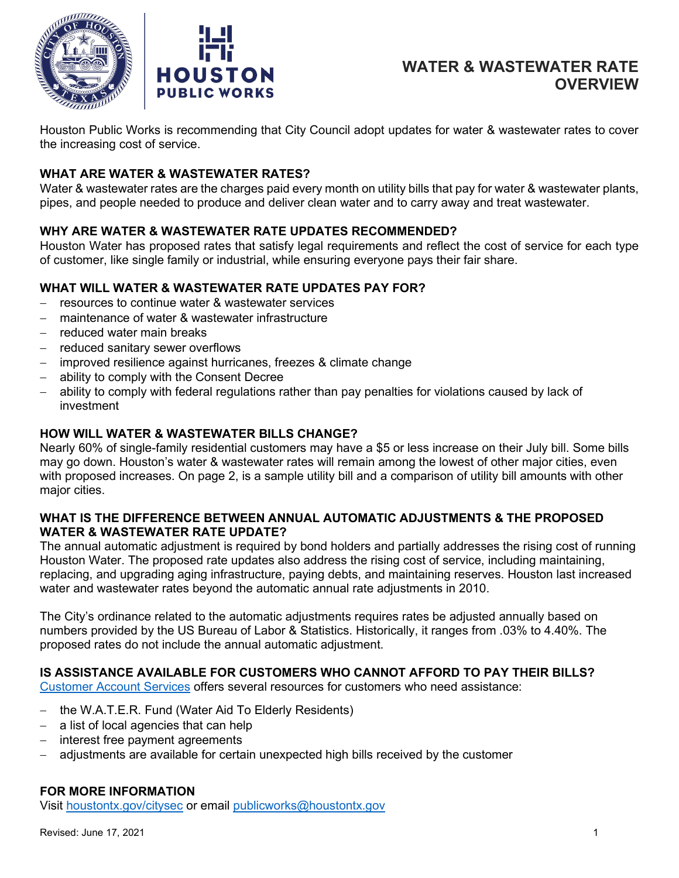# WATER & WASTEWATER RATE OVERVIEW

Houston Public Works is recommending that City Council adopt updates for water & wastewater rates to cover the increasing cost of service.

## WHAT ARE WATER & WASTEWATER RATES?

Water & wastewater rates are the charges paid every month on utility bills that pay for water & wastewater plants, pipes, and people needed to produce and deliver clean water and to carry away and treat wastewater.

## WHY ARE WATER & WASTEWATER RATE UPDATES RECOMMENDED?

Houston Water has proposed rates that satisfy legal requirements and reflect the cost of service for each type of customer, like single family or industrial, while ensuring everyone pays their fair share.

## WHAT WILL WATER & WASTEWATER RATE UPDATES PAY FOR?

- resources to continue water & wastewater services
- maintenance of water & wastewater infrastructure
- reduced water main breaks
- reduced sanitary sewer overflows
- improved resilience against hurricanes, freezes & climate change
- ability to comply with the Consent Decree
- ability to comply with federal regulations rather than pay penalties for violations caused by lack of investment

## HOW WILL WATER & WASTEWATER BILLS CHANGE?

Nearly 60% of single-family residential customers may have a $5 or less increase on their July bill. Some bills may go down. Houston's water & wastewater rates will remain among the lowest of other major cities, even with proposed increases. On page 2, is a sample utility bill and a comparison of utility bill amounts with other major cities.

## WHAT IS THE DIFFERENCE BETWEEN ANNUAL AUTOMATIC ADJUSTMENTS & THE PROPOSED WATER & WASTEWATER RATE UPDATE?

The annual automatic adjustment is required by bond holders and partially addresses the rising cost of running Houston Water. The proposed rate updates also address the rising cost of service, including maintaining, replacing, and upgrading aging infrastructure, paying debts, and maintaining reserves. Houston last increased water and wastewater rates beyond the automatic annual rate adjustments in 2010.

The City's ordinance related to the automatic adjustments requires rates be adjusted annually based on numbers provided by the US Bureau of Labor & Statistics. Historically, it ranges from .03% to 4.40%. The proposed rates do not include the annual automatic adjustment.

## IS ASSISTANCE AVAILABLE FOR CUSTOMERS WHO CANNOT AFFORD TO PAY THEIR BILLS?

Customer Account Services offers several resources for customers who need assistance:

- the W.A.T.E.R. Fund (Water Aid To Elderly Residents)
- a list of local agencies that can help
- interest free payment agreements
- adjustments are available for certain unexpected high bills received by the customer

## FOR MORE INFORMATION

Visit houstontx.gov/citysec or email publicworks@houstontx.gov

Revised: June 17, 2021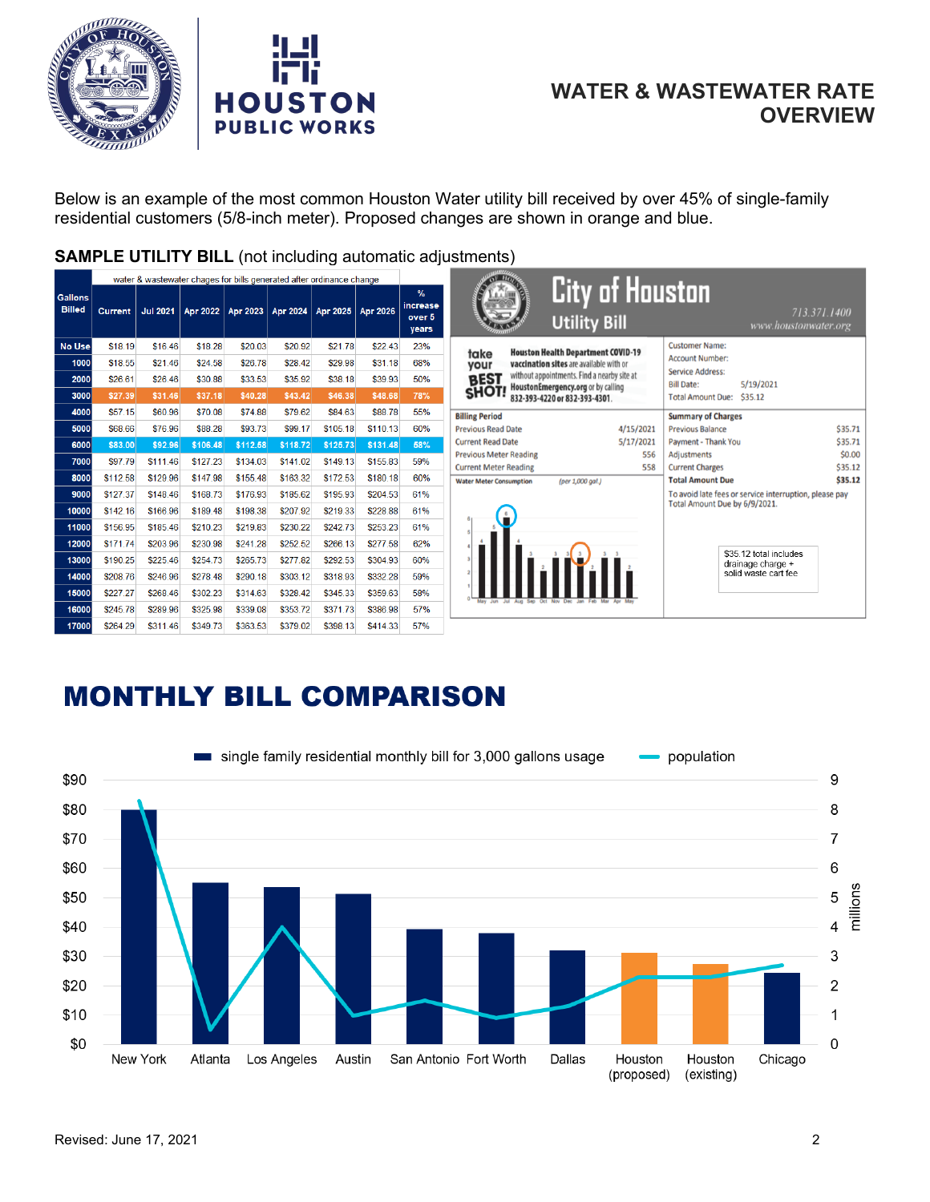## WATER & WASTEWATER RATE OVERVIEW

Below is an example of the most common Houston Water utility bill received by over 45% of single-family residential customers (5/8-inch meter). Proposed changes are shown in orange and blue.

**SAMPLE UTILITY BILL** (not including automatic adjustments)

| Gallons Billed | water & wastewater chages for bills generated after ordinance change | | | | | | | % increase over 5 years |
|---|---|---|---|---|---|---|---|---|
| | Current | Jul 2021 | Apr 2022 | Apr 2023 | Apr 2024 | Apr 2025 | Apr 2026 | |
| No Use | $18.19 | $16.46 | $18.28 | $20.03 | $20.92 | $21.78 | $22.43 | 23% |
| 1000 | $18.55 | $21.46 | $24.58 | $26.78 | $28.42 | $29.98 | $31.18 | 68% |
| 2000 | $26.61 | $26.46 | $30.88 | $33.53 | $35.92 | $38.18 | $39.93 | 50% |
| 3000 | $27.39 | $31.46 | $37.18 | $40.28 | $43.42 | $46.38 | $48.68 | 78% |
| 4000 | $57.15 | $60.96 | $70.08 | $74.88 | $79.62 | $84.63 | $88.78 | 55% |
| 5000 | $68.66 | $76.96 | $88.28 | $93.73 | $99.17 | $105.18 | $110.13 | 60% |
| 6000 | $83.00 | $92.96 | $106.48 | $112.58 | $118.72 | $125.73 | $131.48 | 58% |
| 7000 | $97.79 | $111.46 | $127.23 | $134.03 | $141.02 | $149.13 | $155.83 | 59% |
| 8000 | $112.58 | $129.96 | $147.98 | $155.48 | $163.32 | $172.53 | $180.18 | 60% |
| 9000 | $127.37 | $148.46 | $168.73 | $176.93 | $185.62 | $195.93 | $204.53 | 61% |
| 10000 | $142.16 | $166.96 | $189.48 | $198.38 | $207.92 | $219.33 | $228.88 | 61% |
| 11000 | $156.95 | $185.46 | $210.23 | $219.83 | $230.22 | $242.73 | $253.23 | 61% |
| 12000 | $171.74 | $203.96 | $230.98 | $241.28 | $252.52 | $266.13 | $277.58 | 62% |
| 13000 | $190.25 | $225.46 | $254.73 | $265.73 | $277.82 | $292.53 | $304.93 | 60% |
| 14000 | $208.76 | $246.96 | $278.48 | $290.18 | $303.12 | $318.93 | $332.28 | 59% |
| 15000 | $227.27 | $268.46 | $302.23 | $314.63 | $328.42 | $345.33 | $359.63 | 58% |
| 16000 | $245.78 | $289.96 | $325.98 | $339.08 | $353.72 | $371.73 | $386.98 | 57% |
| 17000 | $264.29 | $311.46 | $349.73 | $363.53 | $379.02 | $398.13 | $414.33 | 57% |

City of Houston
Utility Bill
713.371.1400
www.houstonwater.org

take your BEST SHOT! Houston Health Department COVID-19 vaccination sites are available with or without appointments. Find a nearby site at HoustonEmergency.org or by calling 832-393-4220 or 832-393-4301.

Customer Name:
Account Number:
Service Address:
Bill Date: 5/19/2021
Total Amount Due: $35.12

| Billing Period | |
|---|---|
| Previous Read Date | 4/15/2021 |
| Current Read Date | 5/17/2021 |
| Previous Meter Reading | 556 |
| Current Meter Reading | 558 |

| Summary of Charges | |
|---|---|
| Previous Balance | $35.71 |
| Payment - Thank You | $35.71 |
| Adjustments | $0.00 |
| Current Charges | $35.12 |
| **Total Amount Due** | **$35.12** |

To avoid late fees or service interruption, please pay Total Amount Due by 6/9/2021.

Water Meter Consumption (per 1,000 gal.)

May Jun Jul Aug Sep Oct Nov Dec Jan Feb Mar Apr May

$35.12 total includes drainage charge + solid waste cart fee

## MONTHLY BILL COMPARISON

single family residential monthly bill for 3,000 gallons usage
population

$90 $80 $70 $60 $50 $40 $30 $20 $10 $0

9 8 7 6 5 4 3 2 1 0 millions

New York, Atlanta, Los Angeles, Austin, San Antonio, Fort Worth, Dallas, Houston (proposed), Houston (existing), Chicago

Revised: June 17, 2021